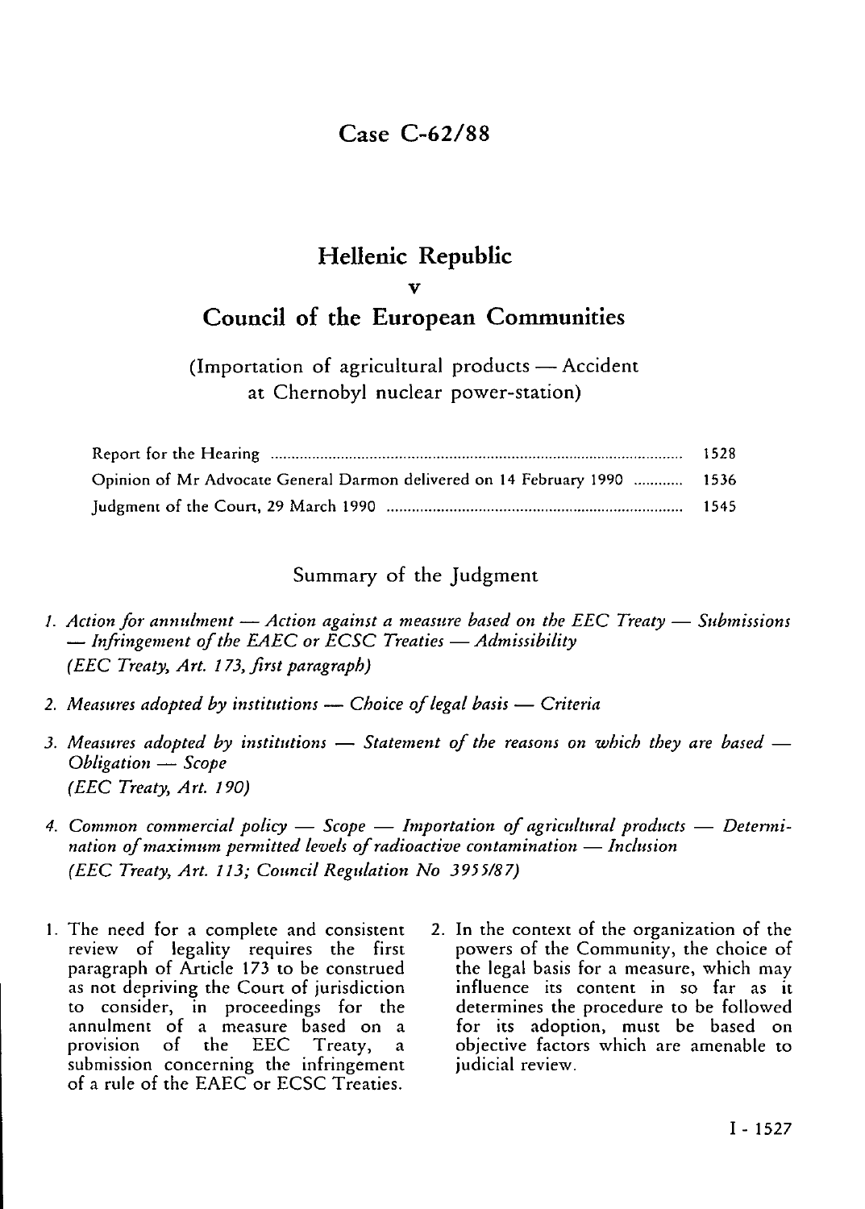# Case C-62/88

## Hellenic Republic

**v**

## Council of the European Communities

(Importation of agricultural products — Accident at Chernobyl nuclear power-station)

| | |
|---|---|
| Report for the Hearing | 1528 |
| Opinion of Mr Advocate General Darmon delivered on 14 February 1990 | 1536 |
| Judgment of the Court, 29 March 1990 | 1545 |

### Summary of the Judgment

1. *Action for annulment — Action against a measure based on the EEC Treaty — Submissions — Infringement of the EAEC or ECSC Treaties — Admissibility*
   *(EEC Treaty, Art. 173, first paragraph)*

2. *Measures adopted by institutions — Choice of legal basis — Criteria*

3. *Measures adopted by institutions — Statement of the reasons on which they are based — Obligation — Scope*
   *(EEC Treaty, Art. 190)*

4. *Common commercial policy — Scope — Importation of agricultural products — Determination of maximum permitted levels of radioactive contamination — Inclusion*
   *(EEC Treaty, Art. 113; Council Regulation No 3955/87)*

1. The need for a complete and consistent review of legality requires the first paragraph of Article 173 to be construed as not depriving the Court of jurisdiction to consider, in proceedings for the annulment of a measure based on a provision of the EEC Treaty, a submission concerning the infringement of a rule of the EAEC or ECSC Treaties.

2. In the context of the organization of the powers of the Community, the choice of the legal basis for a measure, which may influence its content in so far as it determines the procedure to be followed for its adoption, must be based on objective factors which are amenable to judicial review.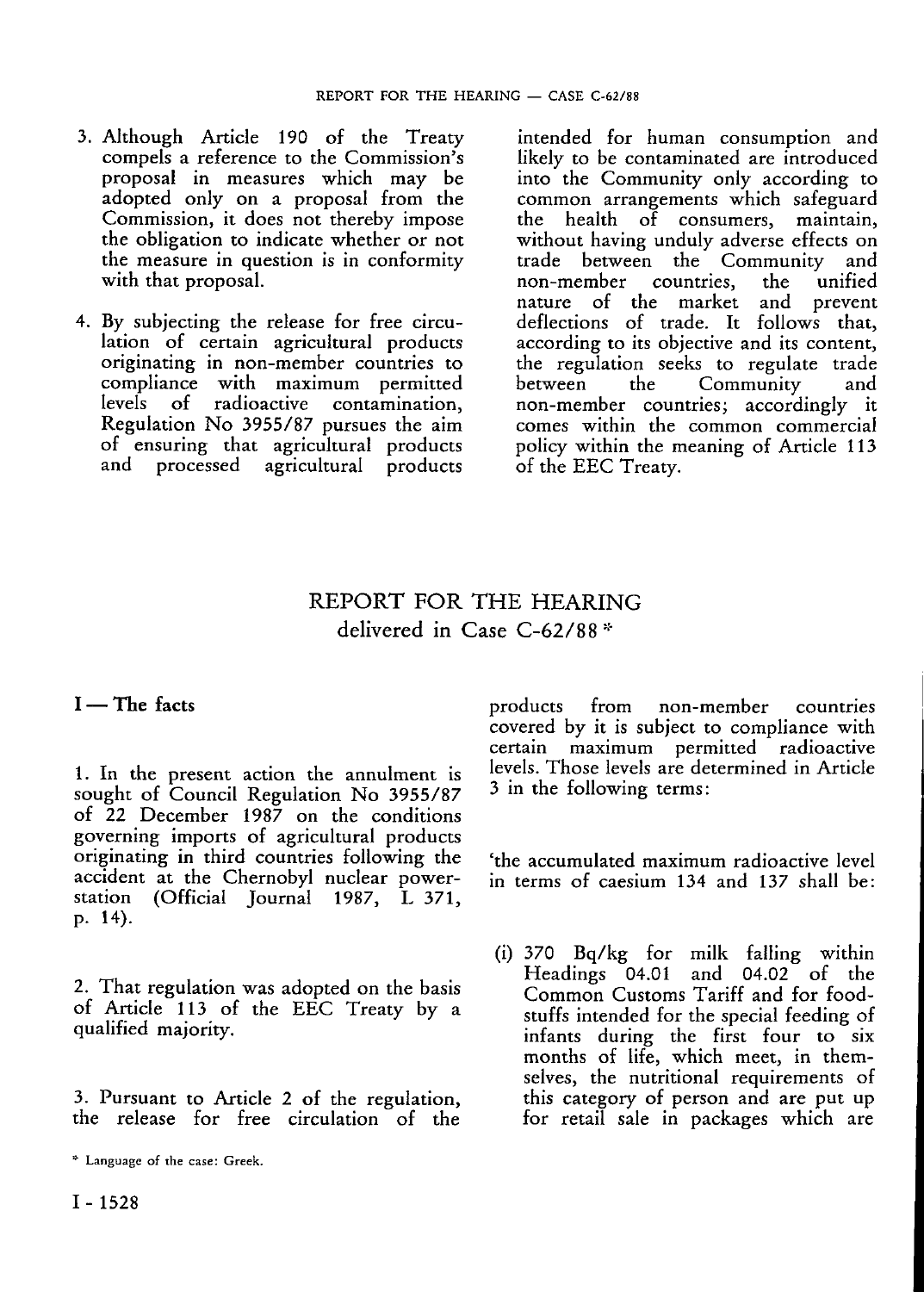3. Although Article 190 of the Treaty compels a reference to the Commission's proposal in measures which may be adopted only on a proposal from the Commission, it does not thereby impose the obligation to indicate whether or not the measure in question is in conformity with that proposal.

4. By subjecting the release for free circulation of certain agricultural products originating in non-member countries to compliance with maximum permitted levels of radioactive contamination, Regulation No 3955/87 pursues the aim of ensuring that agricultural products and processed agricultural products intended for human consumption and likely to be contaminated are introduced into the Community only according to common arrangements which safeguard the health of consumers, maintain, without having unduly adverse effects on trade between the Community and non-member countries, the unified nature of the market and prevent deflections of trade. It follows that, according to its objective and its content, the regulation seeks to regulate trade between the Community and non-member countries; accordingly it comes within the common commercial policy within the meaning of Article 113 of the EEC Treaty.

# REPORT FOR THE HEARING
delivered in Case C-62/88 *

## I — The facts

1. In the present action the annulment is sought of Council Regulation No 3955/87 of 22 December 1987 on the conditions governing imports of agricultural products originating in third countries following the accident at the Chernobyl nuclear power-station (Official Journal 1987, L 371, p. 14).

2. That regulation was adopted on the basis of Article 113 of the EEC Treaty by a qualified majority.

3. Pursuant to Article 2 of the regulation, the release for free circulation of the products from non-member countries covered by it is subject to compliance with certain maximum permitted radioactive levels. Those levels are determined in Article 3 in the following terms:

'the accumulated maximum radioactive level in terms of caesium 134 and 137 shall be:

(i) 370 Bq/kg for milk falling within Headings 04.01 and 04.02 of the Common Customs Tariff and for foodstuffs intended for the special feeding of infants during the first four to six months of life, which meet, in themselves, the nutritional requirements of this category of person and are put up for retail sale in packages which are

\* Language of the case: Greek.